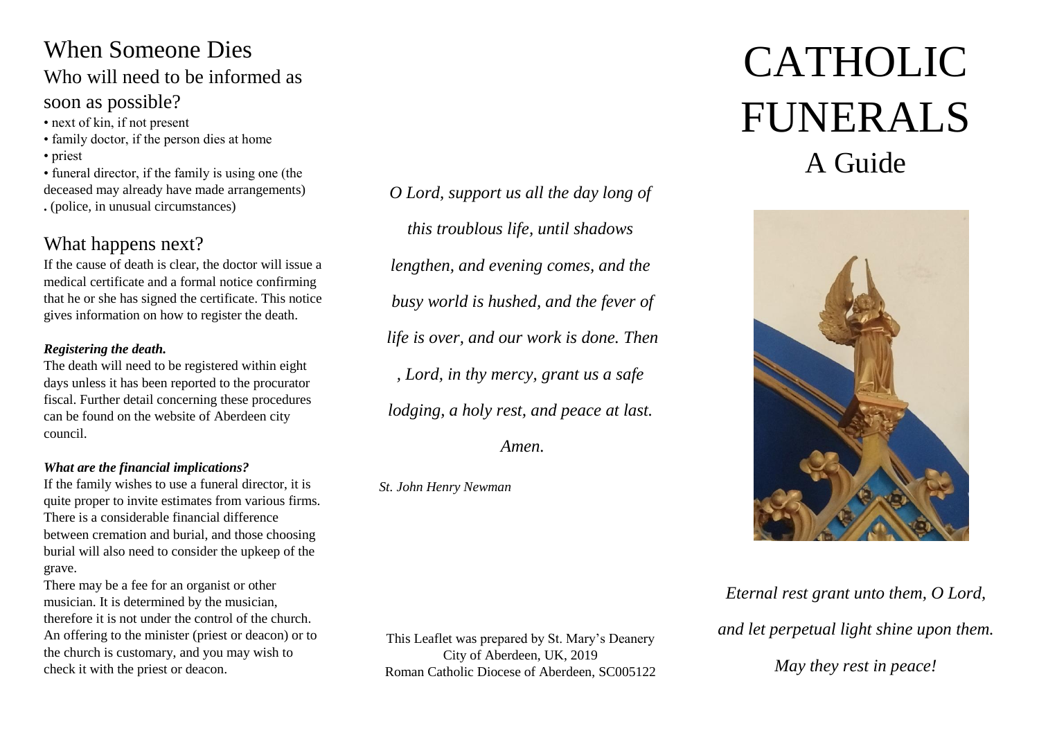## When Someone Dies

### Who will need to be informed as soon as possible?

- next of kin, if not present
- family doctor, if the person dies at home
- priest
- funeral director, if the family is using one (the deceased may already have made arrangements)
- (police, in unusual circumstances)

### What happens next?

If the cause of death is clear, the doctor will issue a medical certificate and a formal notice confirming that he or she has signed the certificate. This notice gives information on how to register the death.

***Registering the death.***

The death will need to be registered within eight days unless it has been reported to the procurator fiscal. Further detail concerning these procedures can be found on the website of Aberdeen city council.

***What are the financial implications?***

If the family wishes to use a funeral director, it is quite proper to invite estimates from various firms. There is a considerable financial difference between cremation and burial, and those choosing burial will also need to consider the upkeep of the grave.

There may be a fee for an organist or other musician. It is determined by the musician, therefore it is not under the control of the church. An offering to the minister (priest or deacon) or to the church is customary, and you may wish to check it with the priest or deacon.

*O Lord, support us all the day long of this troublous life, until shadows lengthen, and evening comes, and the busy world is hushed, and the fever of life is over, and our work is done. Then , Lord, in thy mercy, grant us a safe lodging, a holy rest, and peace at last.*

*Amen.*

*St. John Henry Newman*

This Leaflet was prepared by St. Mary's Deanery
City of Aberdeen, UK, 2019
Roman Catholic Diocese of Aberdeen, SC005122

# CATHOLIC FUNERALS

## A Guide

*Eternal rest grant unto them, O Lord,*

*and let perpetual light shine upon them.*

*May they rest in peace!*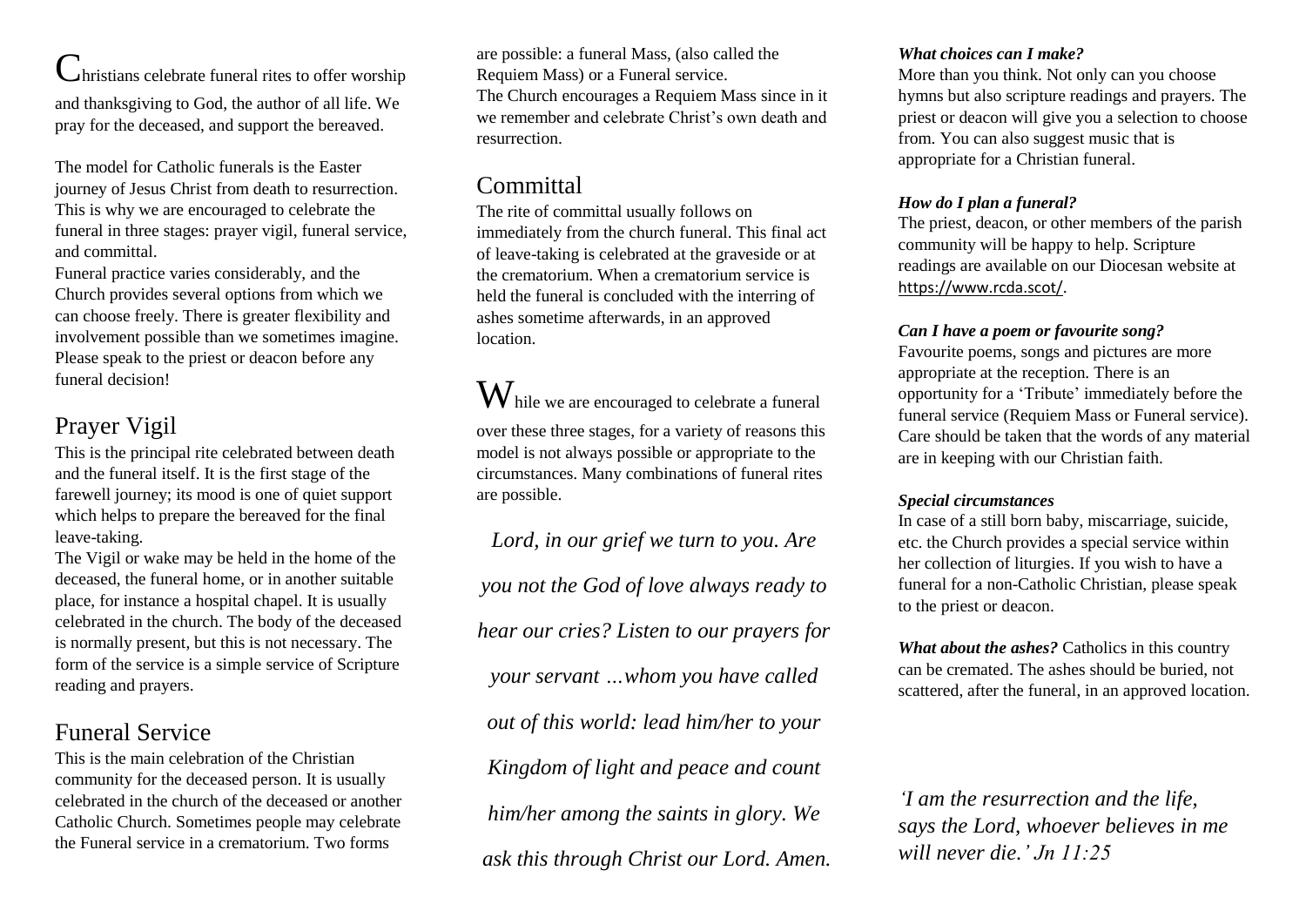Christians celebrate funeral rites to offer worship and thanksgiving to God, the author of all life. We pray for the deceased, and support the bereaved.

The model for Catholic funerals is the Easter journey of Jesus Christ from death to resurrection. This is why we are encouraged to celebrate the funeral in three stages: prayer vigil, funeral service, and committal.
Funeral practice varies considerably, and the Church provides several options from which we can choose freely. There is greater flexibility and involvement possible than we sometimes imagine. Please speak to the priest or deacon before any funeral decision!

## Prayer Vigil

This is the principal rite celebrated between death and the funeral itself. It is the first stage of the farewell journey; its mood is one of quiet support which helps to prepare the bereaved for the final leave-taking.
The Vigil or wake may be held in the home of the deceased, the funeral home, or in another suitable place, for instance a hospital chapel. It is usually celebrated in the church. The body of the deceased is normally present, but this is not necessary. The form of the service is a simple service of Scripture reading and prayers.

## Funeral Service

This is the main celebration of the Christian community for the deceased person. It is usually celebrated in the church of the deceased or another Catholic Church. Sometimes people may celebrate the Funeral service in a crematorium. Two forms are possible: a funeral Mass, (also called the Requiem Mass) or a Funeral service.
The Church encourages a Requiem Mass since in it we remember and celebrate Christ's own death and resurrection.

## Committal

The rite of committal usually follows on immediately from the church funeral. This final act of leave-taking is celebrated at the graveside or at the crematorium. When a crematorium service is held the funeral is concluded with the interring of ashes sometime afterwards, in an approved location.

While we are encouraged to celebrate a funeral over these three stages, for a variety of reasons this model is not always possible or appropriate to the circumstances. Many combinations of funeral rites are possible.

*Lord, in our grief we turn to you. Are you not the God of love always ready to hear our cries? Listen to our prayers for your servant …whom you have called out of this world: lead him/her to your Kingdom of light and peace and count him/her among the saints in glory. We ask this through Christ our Lord. Amen.*

***What choices can I make?***
More than you think. Not only can you choose hymns but also scripture readings and prayers. The priest or deacon will give you a selection to choose from. You can also suggest music that is appropriate for a Christian funeral.

***How do I plan a funeral?***
The priest, deacon, or other members of the parish community will be happy to help. Scripture readings are available on our Diocesan website at https://www.rcda.scot/.

***Can I have a poem or favourite song?***
Favourite poems, songs and pictures are more appropriate at the reception. There is an opportunity for a 'Tribute' immediately before the funeral service (Requiem Mass or Funeral service). Care should be taken that the words of any material are in keeping with our Christian faith.

***Special circumstances***
In case of a still born baby, miscarriage, suicide, etc. the Church provides a special service within her collection of liturgies. If you wish to have a funeral for a non-Catholic Christian, please speak to the priest or deacon.

***What about the ashes?*** Catholics in this country can be cremated. The ashes should be buried, not scattered, after the funeral, in an approved location.

*'I am the resurrection and the life, says the Lord, whoever believes in me will never die.' Jn 11:25*